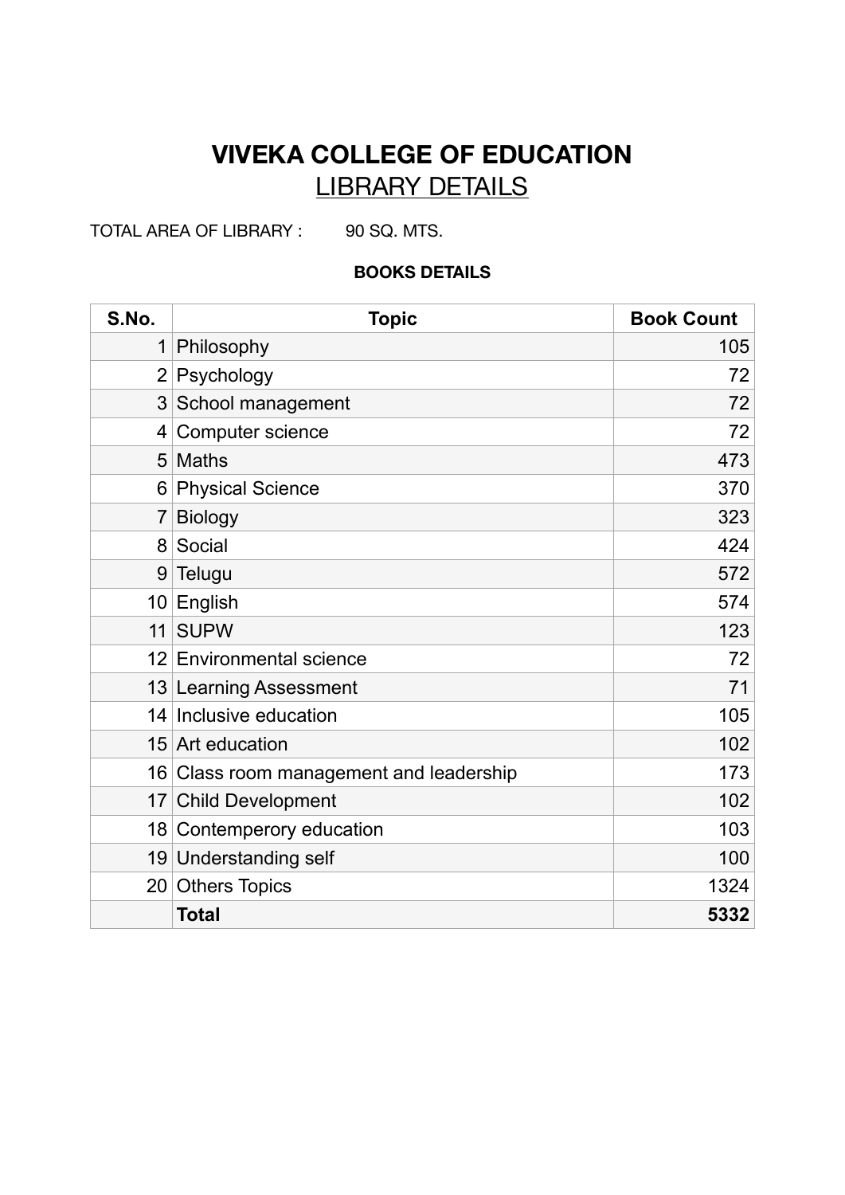# VIVEKA COLLEGE OF EDUCATION

## LIBRARY DETAILS

TOTAL AREA OF LIBRARY : 90 SQ. MTS.

**BOOKS DETAILS**

| S.No. | Topic | Book Count |
|---|---|---|
| 1 | Philosophy | 105 |
| 2 | Psychology | 72 |
| 3 | School management | 72 |
| 4 | Computer science | 72 |
| 5 | Maths | 473 |
| 6 | Physical Science | 370 |
| 7 | Biology | 323 |
| 8 | Social | 424 |
| 9 | Telugu | 572 |
| 10 | English | 574 |
| 11 | SUPW | 123 |
| 12 | Environmental science | 72 |
| 13 | Learning Assessment | 71 |
| 14 | Inclusive education | 105 |
| 15 | Art education | 102 |
| 16 | Class room management and leadership | 173 |
| 17 | Child Development | 102 |
| 18 | Contemperory education | 103 |
| 19 | Understanding self | 100 |
| 20 | Others Topics | 1324 |
| | **Total** | **5332** |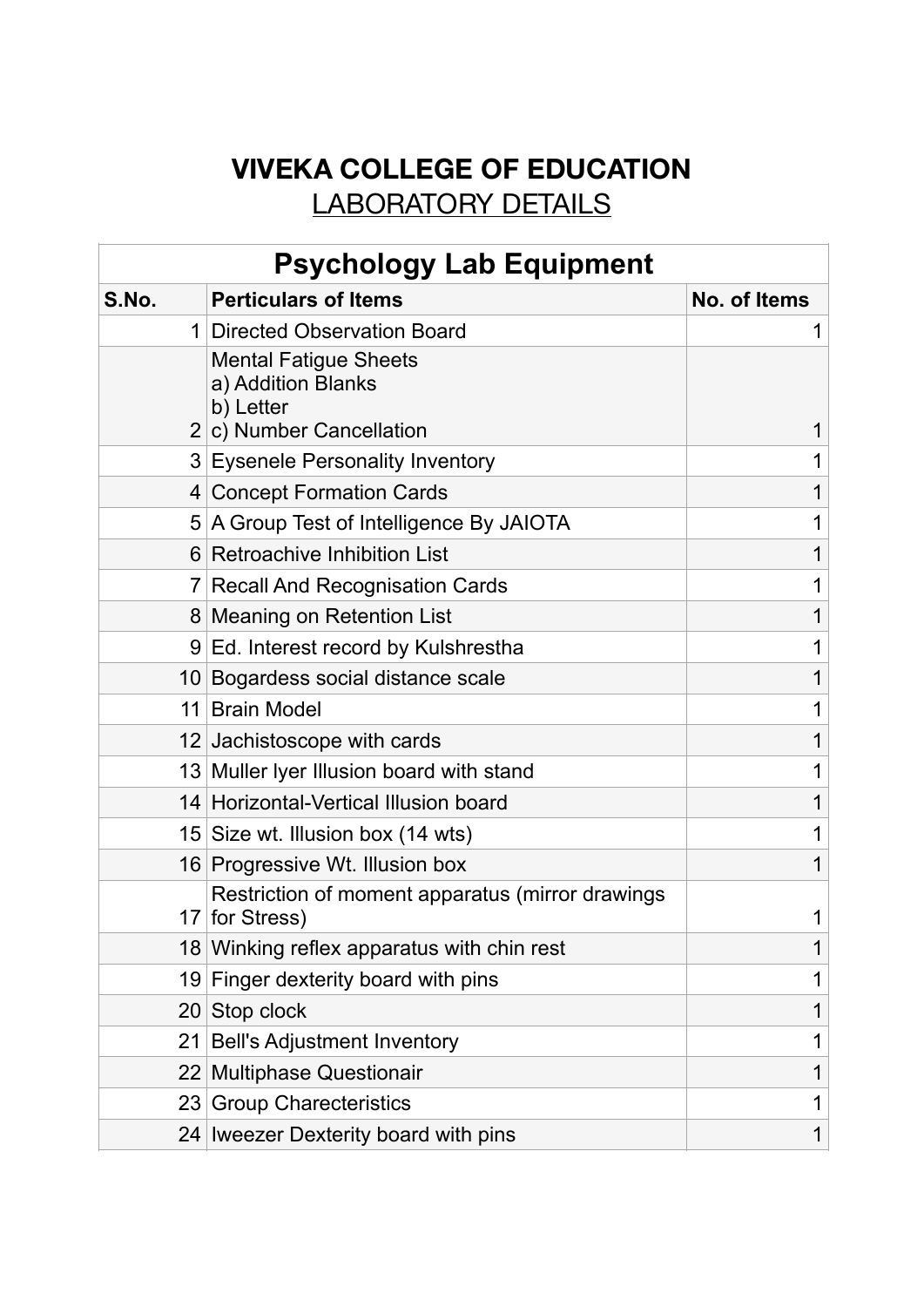# VIVEKA COLLEGE OF EDUCATION

## LABORATORY DETAILS

| Psychology Lab Equipment | | |
|---|---|---|
| **S.No.** | **Perticulars of Items** | **No. of Items** |
| 1 | Directed Observation Board | 1 |
| 2 | Mental Fatigue Sheets<br>a) Addition Blanks<br>b) Letter<br>c) Number Cancellation | 1 |
| 3 | Eysenele Personality Inventory | 1 |
| 4 | Concept Formation Cards | 1 |
| 5 | A Group Test of Intelligence By JAIOTA | 1 |
| 6 | Retroachive Inhibition List | 1 |
| 7 | Recall And Recognisation Cards | 1 |
| 8 | Meaning on Retention List | 1 |
| 9 | Ed. Interest record by Kulshrestha | 1 |
| 10 | Bogardess social distance scale | 1 |
| 11 | Brain Model | 1 |
| 12 | Jachistoscope with cards | 1 |
| 13 | Muller lyer Illusion board with stand | 1 |
| 14 | Horizontal-Vertical Illusion board | 1 |
| 15 | Size wt. Illusion box (14 wts) | 1 |
| 16 | Progressive Wt. Illusion box | 1 |
| 17 | Restriction of moment apparatus (mirror drawings for Stress) | 1 |
| 18 | Winking reflex apparatus with chin rest | 1 |
| 19 | Finger dexterity board with pins | 1 |
| 20 | Stop clock | 1 |
| 21 | Bell's Adjustment Inventory | 1 |
| 22 | Multiphase Questionair | 1 |
| 23 | Group Charecteristics | 1 |
| 24 | Iweezer Dexterity board with pins | 1 |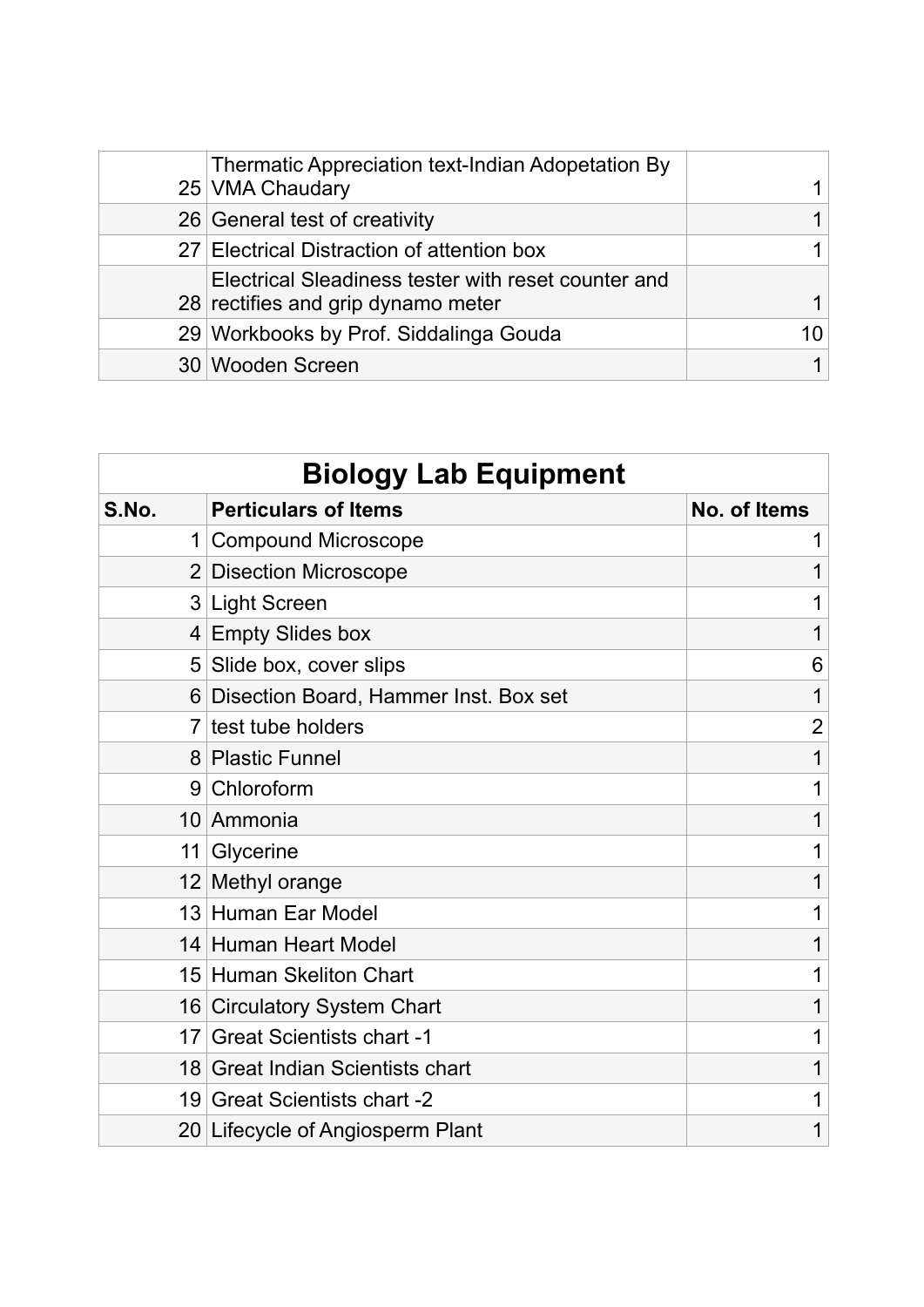| | | |
|---|---|---|
| 25 | Thermatic Appreciation text-Indian Adopetation By VMA Chaudary | 1 |
| 26 | General test of creativity | 1 |
| 27 | Electrical Distraction of attention box | 1 |
| 28 | Electrical Sleadiness tester with reset counter and rectifies and grip dynamo meter | 1 |
| 29 | Workbooks by Prof. Siddalinga Gouda | 10 |
| 30 | Wooden Screen | 1 |

## Biology Lab Equipment

| S.No. | Perticulars of Items | No. of Items |
|---|---|---|
| 1 | Compound Microscope | 1 |
| 2 | Disection Microscope | 1 |
| 3 | Light Screen | 1 |
| 4 | Empty Slides box | 1 |
| 5 | Slide box, cover slips | 6 |
| 6 | Disection Board, Hammer Inst. Box set | 1 |
| 7 | test tube holders | 2 |
| 8 | Plastic Funnel | 1 |
| 9 | Chloroform | 1 |
| 10 | Ammonia | 1 |
| 11 | Glycerine | 1 |
| 12 | Methyl orange | 1 |
| 13 | Human Ear Model | 1 |
| 14 | Human Heart Model | 1 |
| 15 | Human Skeliton Chart | 1 |
| 16 | Circulatory System Chart | 1 |
| 17 | Great Scientists chart -1 | 1 |
| 18 | Great Indian Scientists chart | 1 |
| 19 | Great Scientists chart -2 | 1 |
| 20 | Lifecycle of Angiosperm Plant | 1 |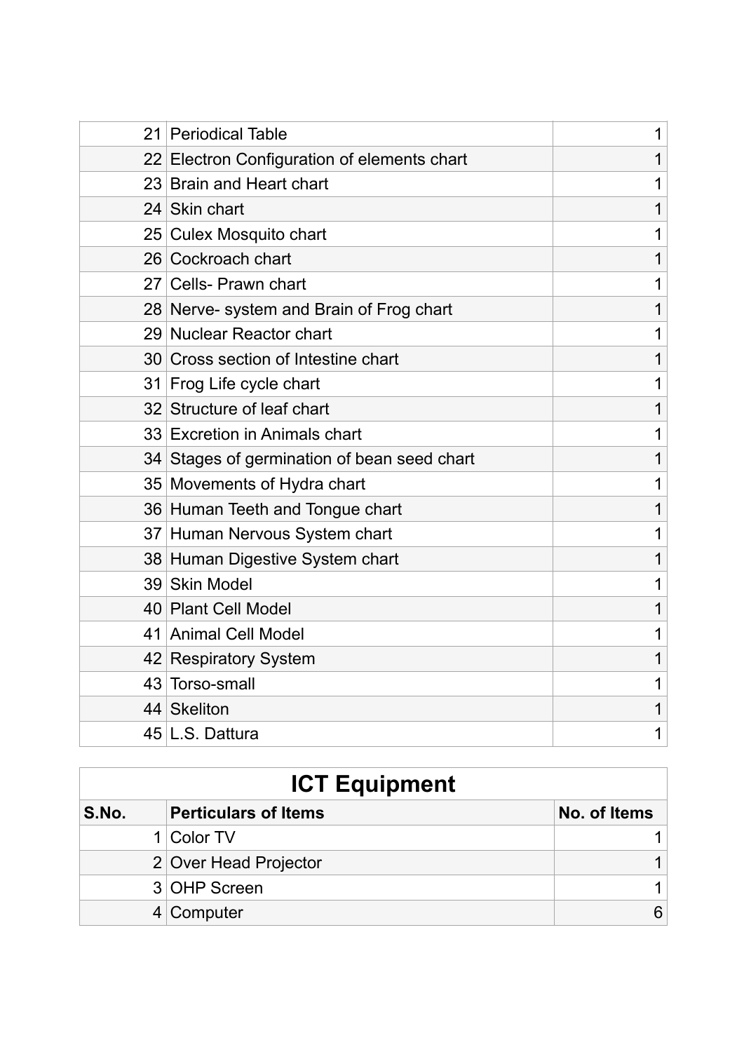| | | |
|---|---|---|
| 21 | Periodical Table | 1 |
| 22 | Electron Configuration of elements chart | 1 |
| 23 | Brain and Heart chart | 1 |
| 24 | Skin chart | 1 |
| 25 | Culex Mosquito chart | 1 |
| 26 | Cockroach chart | 1 |
| 27 | Cells- Prawn chart | 1 |
| 28 | Nerve- system and Brain of Frog chart | 1 |
| 29 | Nuclear Reactor chart | 1 |
| 30 | Cross section of Intestine chart | 1 |
| 31 | Frog Life cycle chart | 1 |
| 32 | Structure of leaf chart | 1 |
| 33 | Excretion in Animals chart | 1 |
| 34 | Stages of germination of bean seed chart | 1 |
| 35 | Movements of Hydra chart | 1 |
| 36 | Human Teeth and Tongue chart | 1 |
| 37 | Human Nervous System chart | 1 |
| 38 | Human Digestive System chart | 1 |
| 39 | Skin Model | 1 |
| 40 | Plant Cell Model | 1 |
| 41 | Animal Cell Model | 1 |
| 42 | Respiratory System | 1 |
| 43 | Torso-small | 1 |
| 44 | Skeliton | 1 |
| 45 | L.S. Dattura | 1 |

## ICT Equipment

| S.No. | Perticulars of Items | No. of Items |
|---|---|---|
| 1 | Color TV | 1 |
| 2 | Over Head Projector | 1 |
| 3 | OHP Screen | 1 |
| 4 | Computer | 6 |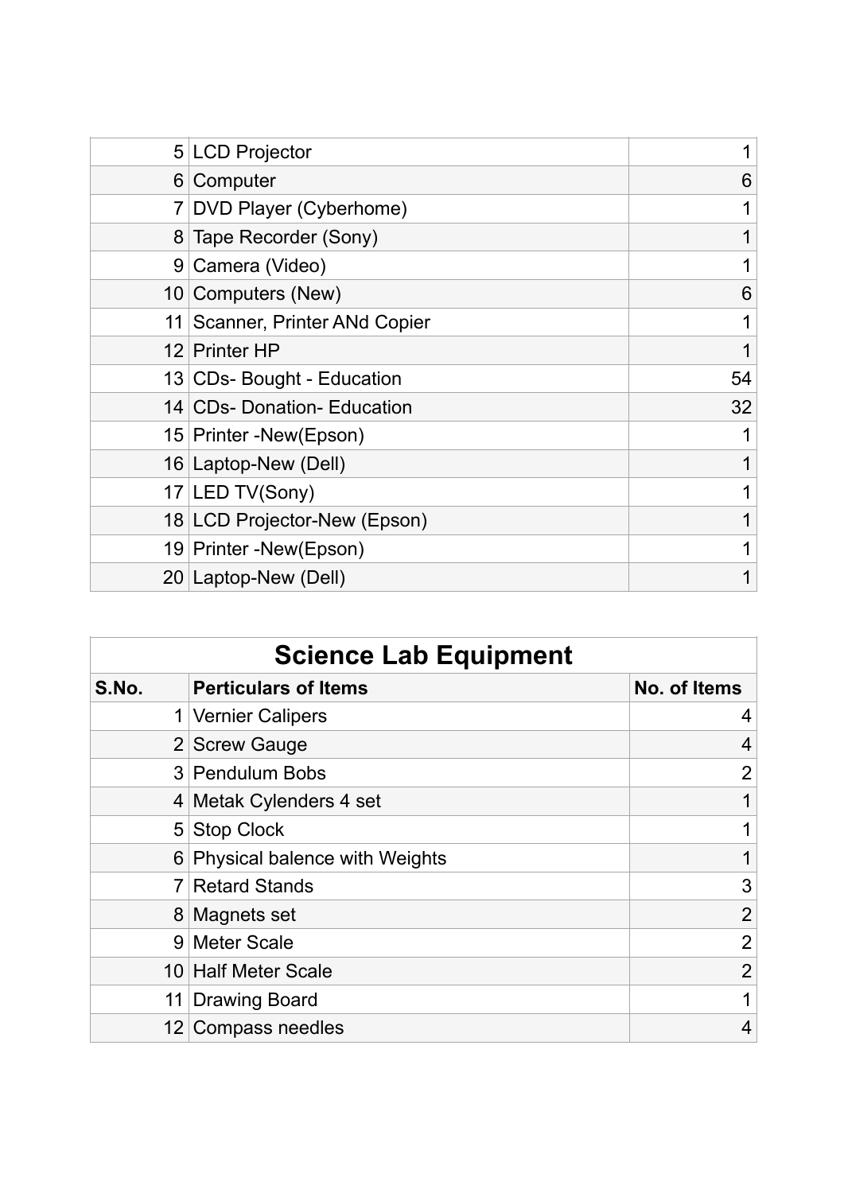| | | |
|---|---|---|
| 5 | LCD Projector | 1 |
| 6 | Computer | 6 |
| 7 | DVD Player (Cyberhome) | 1 |
| 8 | Tape Recorder (Sony) | 1 |
| 9 | Camera (Video) | 1 |
| 10 | Computers (New) | 6 |
| 11 | Scanner, Printer ANd Copier | 1 |
| 12 | Printer HP | 1 |
| 13 | CDs- Bought - Education | 54 |
| 14 | CDs- Donation- Education | 32 |
| 15 | Printer -New(Epson) | 1 |
| 16 | Laptop-New (Dell) | 1 |
| 17 | LED TV(Sony) | 1 |
| 18 | LCD Projector-New (Epson) | 1 |
| 19 | Printer -New(Epson) | 1 |
| 20 | Laptop-New (Dell) | 1 |

## Science Lab Equipment

| S.No. | Perticulars of Items | No. of Items |
|---|---|---|
| 1 | Vernier Calipers | 4 |
| 2 | Screw Gauge | 4 |
| 3 | Pendulum Bobs | 2 |
| 4 | Metak Cylenders 4 set | 1 |
| 5 | Stop Clock | 1 |
| 6 | Physical balence with Weights | 1 |
| 7 | Retard Stands | 3 |
| 8 | Magnets set | 2 |
| 9 | Meter Scale | 2 |
| 10 | Half Meter Scale | 2 |
| 11 | Drawing Board | 1 |
| 12 | Compass needles | 4 |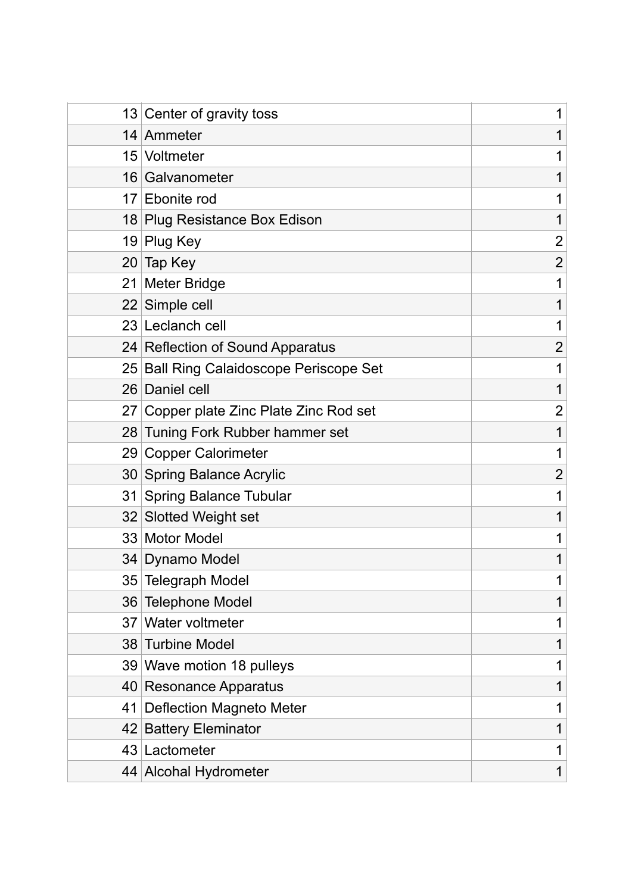| | | |
|---|---|---|
| 13 | Center of gravity toss | 1 |
| 14 | Ammeter | 1 |
| 15 | Voltmeter | 1 |
| 16 | Galvanometer | 1 |
| 17 | Ebonite rod | 1 |
| 18 | Plug Resistance Box Edison | 1 |
| 19 | Plug Key | 2 |
| 20 | Tap Key | 2 |
| 21 | Meter Bridge | 1 |
| 22 | Simple cell | 1 |
| 23 | Leclanch cell | 1 |
| 24 | Reflection of Sound Apparatus | 2 |
| 25 | Ball Ring Calaidoscope Periscope Set | 1 |
| 26 | Daniel cell | 1 |
| 27 | Copper plate Zinc Plate Zinc Rod set | 2 |
| 28 | Tuning Fork Rubber hammer set | 1 |
| 29 | Copper Calorimeter | 1 |
| 30 | Spring Balance Acrylic | 2 |
| 31 | Spring Balance Tubular | 1 |
| 32 | Slotted Weight set | 1 |
| 33 | Motor Model | 1 |
| 34 | Dynamo Model | 1 |
| 35 | Telegraph Model | 1 |
| 36 | Telephone Model | 1 |
| 37 | Water voltmeter | 1 |
| 38 | Turbine Model | 1 |
| 39 | Wave motion 18 pulleys | 1 |
| 40 | Resonance Apparatus | 1 |
| 41 | Deflection Magneto Meter | 1 |
| 42 | Battery Eleminator | 1 |
| 43 | Lactometer | 1 |
| 44 | Alcohal Hydrometer | 1 |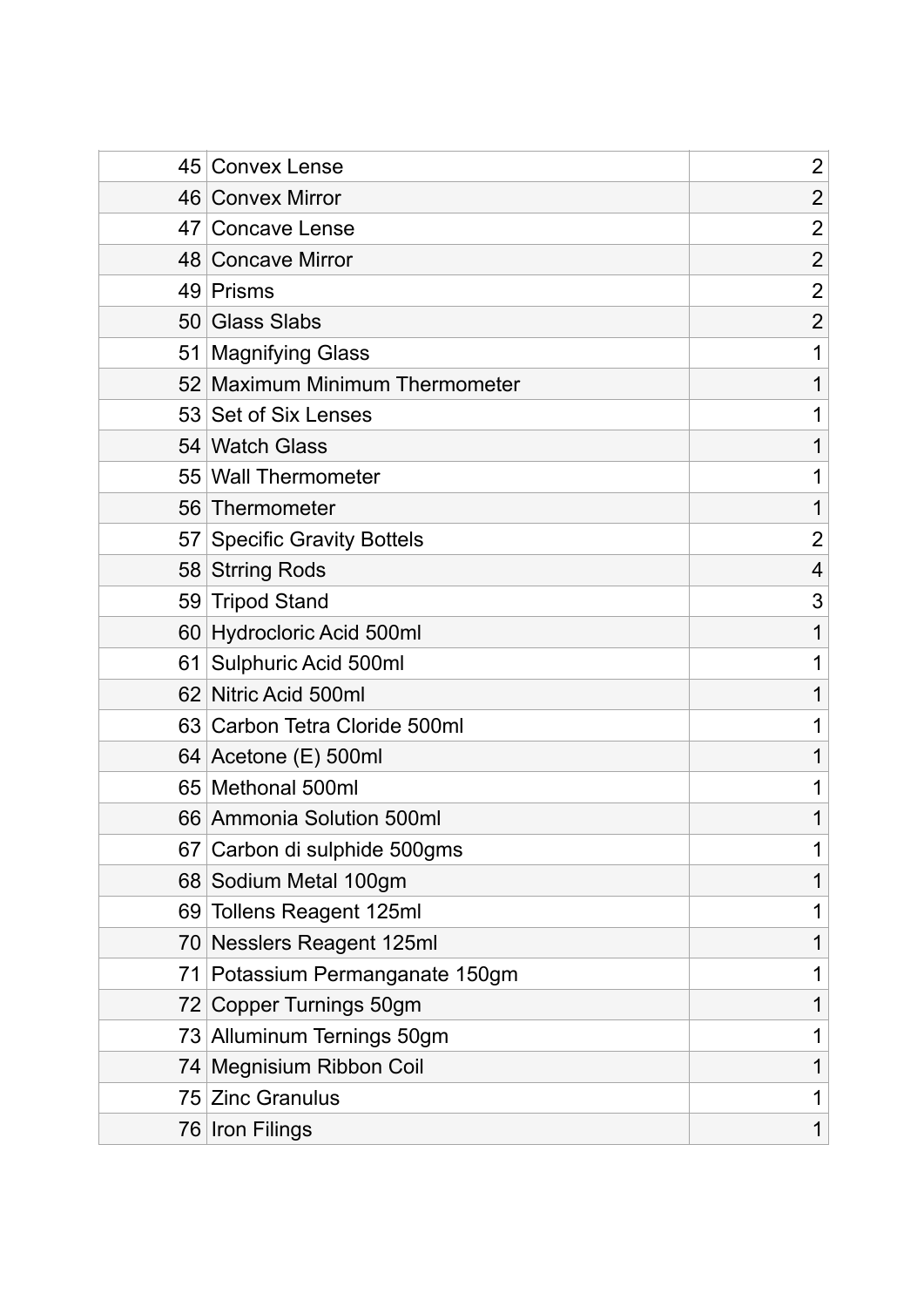| | | |
|---|---|---|
| 45 | Convex Lense | 2 |
| 46 | Convex Mirror | 2 |
| 47 | Concave Lense | 2 |
| 48 | Concave Mirror | 2 |
| 49 | Prisms | 2 |
| 50 | Glass Slabs | 2 |
| 51 | Magnifying Glass | 1 |
| 52 | Maximum Minimum Thermometer | 1 |
| 53 | Set of Six Lenses | 1 |
| 54 | Watch Glass | 1 |
| 55 | Wall Thermometer | 1 |
| 56 | Thermometer | 1 |
| 57 | Specific Gravity Bottels | 2 |
| 58 | Strring Rods | 4 |
| 59 | Tripod Stand | 3 |
| 60 | Hydrocloric Acid 500ml | 1 |
| 61 | Sulphuric Acid 500ml | 1 |
| 62 | Nitric Acid 500ml | 1 |
| 63 | Carbon Tetra Cloride 500ml | 1 |
| 64 | Acetone (E) 500ml | 1 |
| 65 | Methonal 500ml | 1 |
| 66 | Ammonia Solution 500ml | 1 |
| 67 | Carbon di sulphide 500gms | 1 |
| 68 | Sodium Metal 100gm | 1 |
| 69 | Tollens Reagent 125ml | 1 |
| 70 | Nesslers Reagent 125ml | 1 |
| 71 | Potassium Permanganate 150gm | 1 |
| 72 | Copper Turnings 50gm | 1 |
| 73 | Alluminum Ternings 50gm | 1 |
| 74 | Megnisium Ribbon Coil | 1 |
| 75 | Zinc Granulus | 1 |
| 76 | Iron Filings | 1 |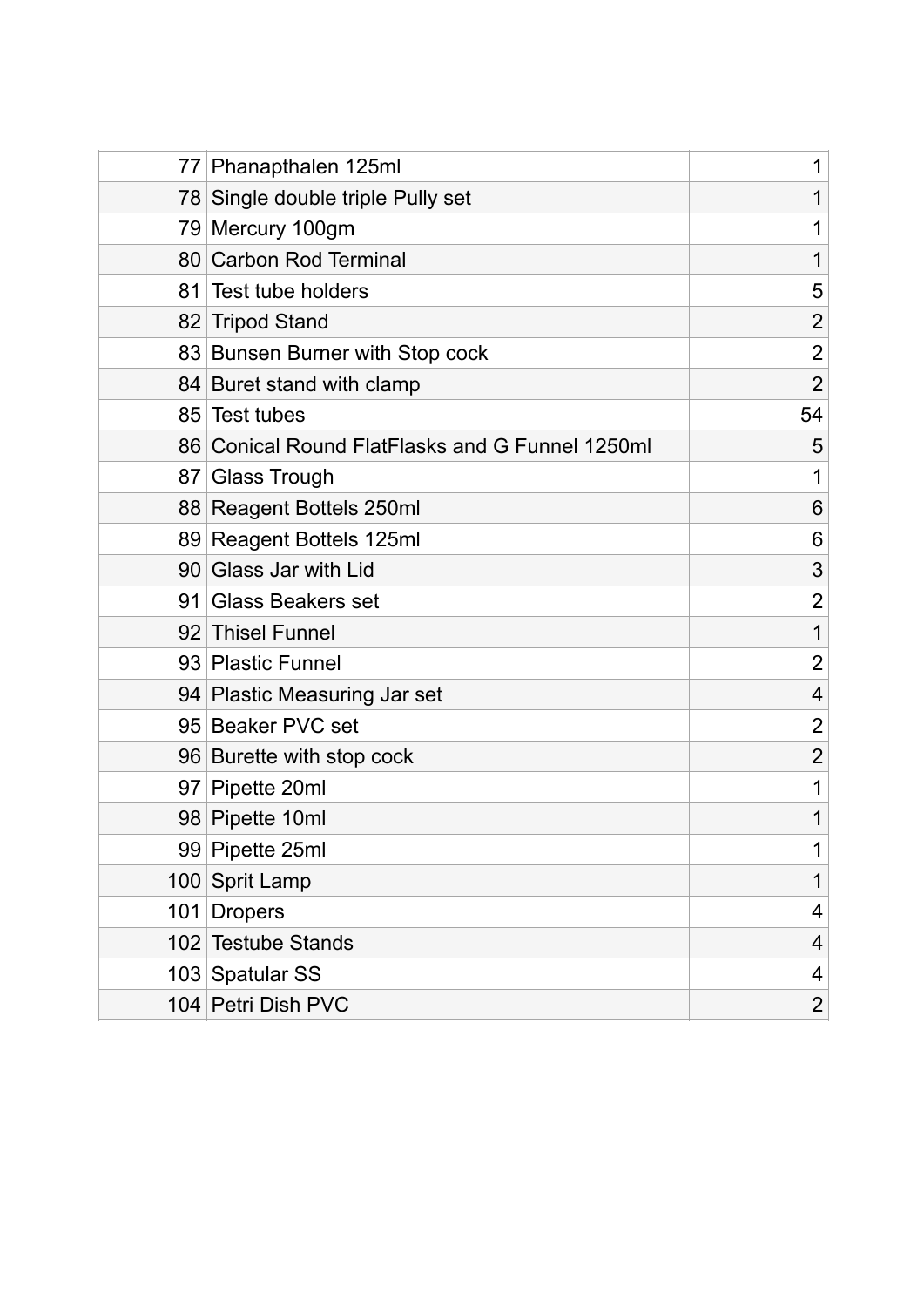| | | |
|---|---|---|
| 77 | Phanapthalen 125ml | 1 |
| 78 | Single double triple Pully set | 1 |
| 79 | Mercury 100gm | 1 |
| 80 | Carbon Rod Terminal | 1 |
| 81 | Test tube holders | 5 |
| 82 | Tripod Stand | 2 |
| 83 | Bunsen Burner with Stop cock | 2 |
| 84 | Buret stand with clamp | 2 |
| 85 | Test tubes | 54 |
| 86 | Conical Round FlatFlasks and G Funnel 1250ml | 5 |
| 87 | Glass Trough | 1 |
| 88 | Reagent Bottels 250ml | 6 |
| 89 | Reagent Bottels 125ml | 6 |
| 90 | Glass Jar with Lid | 3 |
| 91 | Glass Beakers set | 2 |
| 92 | Thisel Funnel | 1 |
| 93 | Plastic Funnel | 2 |
| 94 | Plastic Measuring Jar set | 4 |
| 95 | Beaker PVC set | 2 |
| 96 | Burette with stop cock | 2 |
| 97 | Pipette 20ml | 1 |
| 98 | Pipette 10ml | 1 |
| 99 | Pipette 25ml | 1 |
| 100 | Sprit Lamp | 1 |
| 101 | Dropers | 4 |
| 102 | Testube Stands | 4 |
| 103 | Spatular SS | 4 |
| 104 | Petri Dish PVC | 2 |